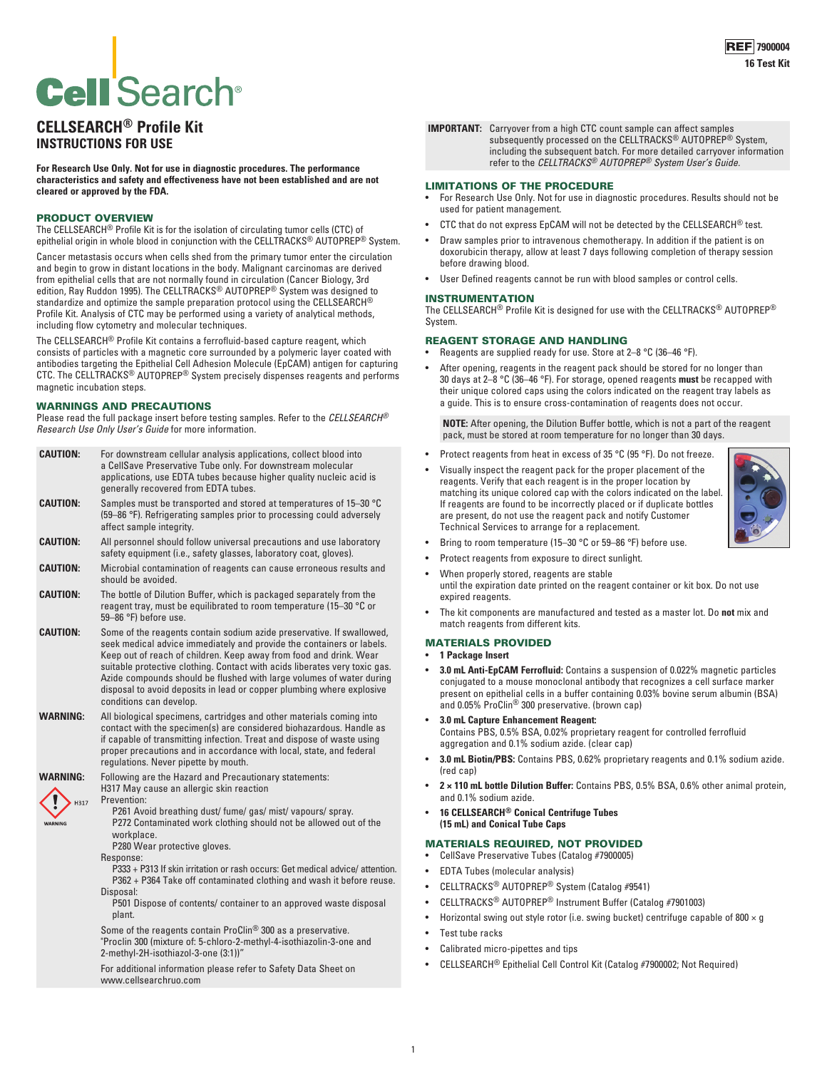**REF** 7900004
16 Test Kit

# CellSearch®

## CELLSEARCH® Profile Kit
## INSTRUCTIONS FOR USE

**For Research Use Only. Not for use in diagnostic procedures. The performance characteristics and safety and effectiveness have not been established and are not cleared or approved by the FDA.**

### PRODUCT OVERVIEW

The CELLSEARCH® Profile Kit is for the isolation of circulating tumor cells (CTC) of epithelial origin in whole blood in conjunction with the CELLTRACKS® AUTOPREP® System.

Cancer metastasis occurs when cells shed from the primary tumor enter the circulation and begin to grow in distant locations in the body. Malignant carcinomas are derived from epithelial cells that are not normally found in circulation (Cancer Biology, 3rd edition, Ray Ruddon 1995). The CELLTRACKS® AUTOPREP® System was designed to standardize and optimize the sample preparation protocol using the CELLSEARCH® Profile Kit. Analysis of CTC may be performed using a variety of analytical methods, including flow cytometry and molecular techniques.

The CELLSEARCH® Profile Kit contains a ferrofluid-based capture reagent, which consists of particles with a magnetic core surrounded by a polymeric layer coated with antibodies targeting the Epithelial Cell Adhesion Molecule (EpCAM) antigen for capturing CTC. The CELLTRACKS® AUTOPREP® System precisely dispenses reagents and performs magnetic incubation steps.

### WARNINGS AND PRECAUTIONS

Please read the full package insert before testing samples. Refer to the *CELLSEARCH® Research Use Only User's Guide* for more information.

**CAUTION:** For downstream cellular analysis applications, collect blood into a CellSave Preservative Tube only. For downstream molecular applications, use EDTA tubes because higher quality nucleic acid is generally recovered from EDTA tubes.

**CAUTION:** Samples must be transported and stored at temperatures of 15–30 °C (59–86 °F). Refrigerating samples prior to processing could adversely affect sample integrity.

**CAUTION:** All personnel should follow universal precautions and use laboratory safety equipment (i.e., safety glasses, laboratory coat, gloves).

**CAUTION:** Microbial contamination of reagents can cause erroneous results and should be avoided.

**CAUTION:** The bottle of Dilution Buffer, which is packaged separately from the reagent tray, must be equilibrated to room temperature (15–30 °C or 59–86 °F) before use.

**CAUTION:** Some of the reagents contain sodium azide preservative. If swallowed, seek medical advice immediately and provide the containers or labels. Keep out of reach of children. Keep away from food and drink. Wear suitable protective clothing. Contact with acids liberates very toxic gas. Azide compounds should be flushed with large volumes of water during disposal to avoid deposits in lead or copper plumbing where explosive conditions can develop.

**WARNING:** All biological specimens, cartridges and other materials coming into contact with the specimen(s) are considered biohazardous. Handle as if capable of transmitting infection. Treat and dispose of waste using proper precautions and in accordance with local, state, and federal regulations. Never pipette by mouth.

**WARNING:** Following are the Hazard and Precautionary statements:

H317 May cause an allergic skin reaction

H317 WARNING

Prevention:
- P261 Avoid breathing dust/ fume/ gas/ mist/ vapours/ spray.
- P272 Contaminated work clothing should not be allowed out of the workplace.
- P280 Wear protective gloves.

Response:
- P333 + P313 If skin irritation or rash occurs: Get medical advice/ attention.
- P362 + P364 Take off contaminated clothing and wash it before reuse.

Disposal:
- P501 Dispose of contents/ container to an approved waste disposal plant.

Some of the reagents contain ProClin® 300 as a preservative. "Proclin 300 (mixture of: 5-chloro-2-methyl-4-isothiazolin-3-one and 2-methyl-2H-isothiazol-3-one (3:1))"

For additional information please refer to Safety Data Sheet on www.cellsearchruo.com

**IMPORTANT:** Carryover from a high CTC count sample can affect samples subsequently processed on the CELLTRACKS® AUTOPREP® System, including the subsequent batch. For more detailed carryover information refer to the *CELLTRACKS® AUTOPREP® System User's Guide.*

### LIMITATIONS OF THE PROCEDURE

- For Research Use Only. Not for use in diagnostic procedures. Results should not be used for patient management.
- CTC that do not express EpCAM will not be detected by the CELLSEARCH® test.
- Draw samples prior to intravenous chemotherapy. In addition if the patient is on doxorubicin therapy, allow at least 7 days following completion of therapy session before drawing blood.
- User Defined reagents cannot be run with blood samples or control cells.

### INSTRUMENTATION

The CELLSEARCH® Profile Kit is designed for use with the CELLTRACKS® AUTOPREP® System.

### REAGENT STORAGE AND HANDLING

- Reagents are supplied ready for use. Store at 2–8 °C (36–46 °F).
- After opening, reagents in the reagent pack should be stored for no longer than 30 days at 2–8 °C (36–46 °F). For storage, opened reagents **must** be recapped with their unique colored caps using the colors indicated on the reagent tray labels as a guide. This is to ensure cross-contamination of reagents does not occur.

**NOTE:** After opening, the Dilution Buffer bottle, which is not a part of the reagent pack, must be stored at room temperature for no longer than 30 days.

- Protect reagents from heat in excess of 35 °C (95 °F). Do not freeze.
- Visually inspect the reagent pack for the proper placement of the reagents. Verify that each reagent is in the proper location by matching its unique colored cap with the colors indicated on the label. If reagents are found to be incorrectly placed or if duplicate bottles are present, do not use the reagent pack and notify Customer Technical Services to arrange for a replacement.
- Bring to room temperature (15–30 °C or 59–86 °F) before use.
- Protect reagents from exposure to direct sunlight.
- When properly stored, reagents are stable until the expiration date printed on the reagent container or kit box. Do not use expired reagents.
- The kit components are manufactured and tested as a master lot. Do **not** mix and match reagents from different kits.

### MATERIALS PROVIDED

- **1 Package Insert**
- **3.0 mL Anti-EpCAM Ferrofluid:** Contains a suspension of 0.022% magnetic particles conjugated to a mouse monoclonal antibody that recognizes a cell surface marker present on epithelial cells in a buffer containing 0.03% bovine serum albumin (BSA) and 0.05% ProClin® 300 preservative. (brown cap)
- **3.0 mL Capture Enhancement Reagent:** Contains PBS, 0.5% BSA, 0.02% proprietary reagent for controlled ferrofluid aggregation and 0.1% sodium azide. (clear cap)
- **3.0 mL Biotin/PBS:** Contains PBS, 0.62% proprietary reagents and 0.1% sodium azide. (red cap)
- **2 × 110 mL bottle Dilution Buffer:** Contains PBS, 0.5% BSA, 0.6% other animal protein, and 0.1% sodium azide.
- **16 CELLSEARCH® Conical Centrifuge Tubes (15 mL) and Conical Tube Caps**

### MATERIALS REQUIRED, NOT PROVIDED

- CellSave Preservative Tubes (Catalog #7900005)
- EDTA Tubes (molecular analysis)
- CELLTRACKS® AUTOPREP® System (Catalog #9541)
- CELLTRACKS® AUTOPREP® Instrument Buffer (Catalog #7901003)
- Horizontal swing out style rotor (i.e. swing bucket) centrifuge capable of 800 × g
- Test tube racks
- Calibrated micro-pipettes and tips
- CELLSEARCH® Epithelial Cell Control Kit (Catalog #7900002; Not Required)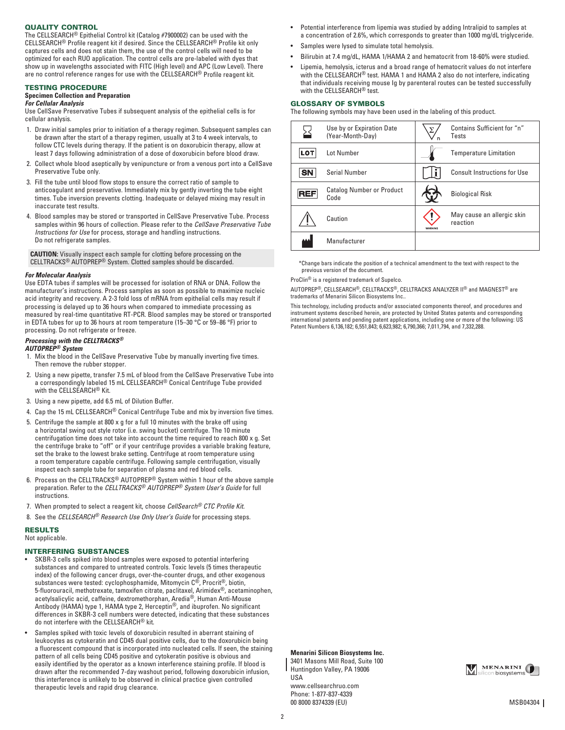## QUALITY CONTROL

The CELLSEARCH® Epithelial Control kit (Catalog #7900002) can be used with the CELLSEARCH® Profile reagent kit if desired. Since the CELLSEARCH® Profile kit only captures cells and does not stain them, the use of the control cells will need to be optimized for each RUO application. The control cells are pre-labeled with dyes that show up in wavelengths associated with FITC (High level) and APC (Low Level). There are no control reference ranges for use with the CELLSEARCH® Profile reagent kit.

## TESTING PROCEDURE

### Specimen Collection and Preparation

#### *For Cellular Analysis*

Use CellSave Preservative Tubes if subsequent analysis of the epithelial cells is for cellular analysis.

1. Draw initial samples prior to initiation of a therapy regimen. Subsequent samples can be drawn after the start of a therapy regimen, usually at 3 to 4 week intervals, to follow CTC levels during therapy. If the patient is on doxorubicin therapy, allow at least 7 days following administration of a dose of doxorubicin before blood draw.
2. Collect whole blood aseptically by venipuncture or from a venous port into a CellSave Preservative Tube only.
3. Fill the tube until blood flow stops to ensure the correct ratio of sample to anticoagulant and preservative. Immediately mix by gently inverting the tube eight times. Tube inversion prevents clotting. Inadequate or delayed mixing may result in inaccurate test results.
4. Blood samples may be stored or transported in CellSave Preservative Tube. Process samples within 96 hours of collection. Please refer to the *CellSave Preservative Tube Instructions for Use* for process, storage and handling instructions. Do not refrigerate samples.

**CAUTION:** Visually inspect each sample for clotting before processing on the CELLTRACKS® AUTOPREP® System. Clotted samples should be discarded.

#### *For Molecular Analysis*

Use EDTA tubes if samples will be processed for isolation of RNA or DNA. Follow the manufacturer's instructions. Process samples as soon as possible to maximize nucleic acid integrity and recovery. A 2-3 fold loss of mRNA from epithelial cells may result if processing is delayed up to 36 hours when compared to immediate processing as measured by real-time quantitative RT-PCR. Blood samples may be stored or transported in EDTA tubes for up to 36 hours at room temperature (15–30 °C or 59–86 °F) prior to processing. Do not refrigerate or freeze.

#### *Processing with the CELLTRACKS® AUTOPREP® System*

1. Mix the blood in the CellSave Preservative Tube by manually inverting five times. Then remove the rubber stopper.
2. Using a new pipette, transfer 7.5 mL of blood from the CellSave Preservative Tube into a correspondingly labeled 15 mL CELLSEARCH® Conical Centrifuge Tube provided with the CELLSEARCH® Kit.
3. Using a new pipette, add 6.5 mL of Dilution Buffer.
4. Cap the 15 mL CELLSEARCH® Conical Centrifuge Tube and mix by inversion five times.
5. Centrifuge the sample at 800 x g for a full 10 minutes with the brake off using a horizontal swing out style rotor (i.e. swing bucket) centrifuge. The 10 minute centrifugation time does not take into account the time required to reach 800 x g. Set the centrifuge brake to "off" or if your centrifuge provides a variable braking feature, set the brake to the lowest brake setting. Centrifuge at room temperature using a room temperature capable centrifuge. Following sample centrifugation, visually inspect each sample tube for separation of plasma and red blood cells.
6. Process on the CELLTRACKS® AUTOPREP® System within 1 hour of the above sample preparation. Refer to the *CELLTRACKS® AUTOPREP® System User's Guide* for full instructions.
7. When prompted to select a reagent kit, choose *CellSearch® CTC Profile Kit*.
8. See the *CELLSEARCH® Research Use Only User's Guide* for processing steps.

## RESULTS

Not applicable.

## INTERFERING SUBSTANCES

- SKBR-3 cells spiked into blood samples were exposed to potential interfering substances and compared to untreated controls. Toxic levels (5 times therapeutic index) of the following cancer drugs, over-the-counter drugs, and other exogenous substances were tested: cyclophosphamide, Mitomycin C®, Procrit®, biotin, 5-fluorouracil, methotrexate, tamoxifen citrate, paclitaxel, Arimidex®, acetaminophen, acetylsalicylic acid, caffeine, dextromethorphan, Aredia®, Human Anti-Mouse Antibody (HAMA) type 1, HAMA type 2, Herceptin®, and ibuprofen. No significant differences in SKBR-3 cell numbers were detected, indicating that these substances do not interfere with the CELLSEARCH® kit.
- Samples spiked with toxic levels of doxorubicin resulted in aberrant staining of leukocytes as cytokeratin and CD45 dual positive cells, due to the doxorubicin being a fluorescent compound that is incorporated into nucleated cells. If seen, the staining pattern of all cells being CD45 positive and cytokeratin positive is obvious and easily identified by the operator as a known interference staining profile. If blood is drawn after the recommended 7-day washout period, following doxorubicin infusion, this interference is unlikely to be observed in clinical practice given controlled therapeutic levels and rapid drug clearance.
- Potential interference from lipemia was studied by adding Intralipid to samples at a concentration of 2.6%, which corresponds to greater than 1000 mg/dL triglyceride.
- Samples were lysed to simulate total hemolysis.
- Bilirubin at 7.4 mg/dL, HAMA 1/HAMA 2 and hematocrit from 18-60% were studied.
- Lipemia, hemolysis, icterus and a broad range of hematocrit values do not interfere with the CELLSEARCH® test. HAMA 1 and HAMA 2 also do not interfere, indicating that individuals receiving mouse Ig by parenteral routes can be tested successfully with the CELLSEARCH® test.

## GLOSSARY OF SYMBOLS

The following symbols may have been used in the labeling of this product.

| | | | |
|---|---|---|---|
| (hourglass) | Use by or Expiration Date (Year-Month-Day) | Σ n | Contains Sufficient for "n" Tests |
| LOT | Lot Number | (thermometer) | Temperature Limitation |
| SN | Serial Number | i | Consult Instructions for Use |
| REF | Catalog Number or Product Code | (biohazard) | Biological Risk |
| ⚠ | Caution | ! WARNING | May cause an allergic skin reaction |
| (factory) | Manufacturer | | |

\*Change bars indicate the position of a technical amendment to the text with respect to the previous version of the document.

ProClin® is a registered trademark of Supelco.

AUTOPREP®, CELLSEARCH®, CELLTRACKS®, CELLTRACKS ANALYZER II® and MAGNEST® are trademarks of Menarini Silicon Biosystems Inc..

This technology, including products and/or associated components thereof, and procedures and instrument systems described herein, are protected by United States patents and corresponding international patents and pending patent applications, including one or more of the following: US Patent Numbers 6,136,182; 6,551,843; 6,623,982; 6,790,366; 7,011,794, and 7,332,288.

**Menarini Silicon Biosystems Inc.**
3401 Masons Mill Road, Suite 100
Huntingdon Valley, PA 19006
USA
www.cellsearchruo.com
Phone: 1-877-837-4339
00 8000 8374339 (EU)

MENARINI silicon biosystems

MSB04304